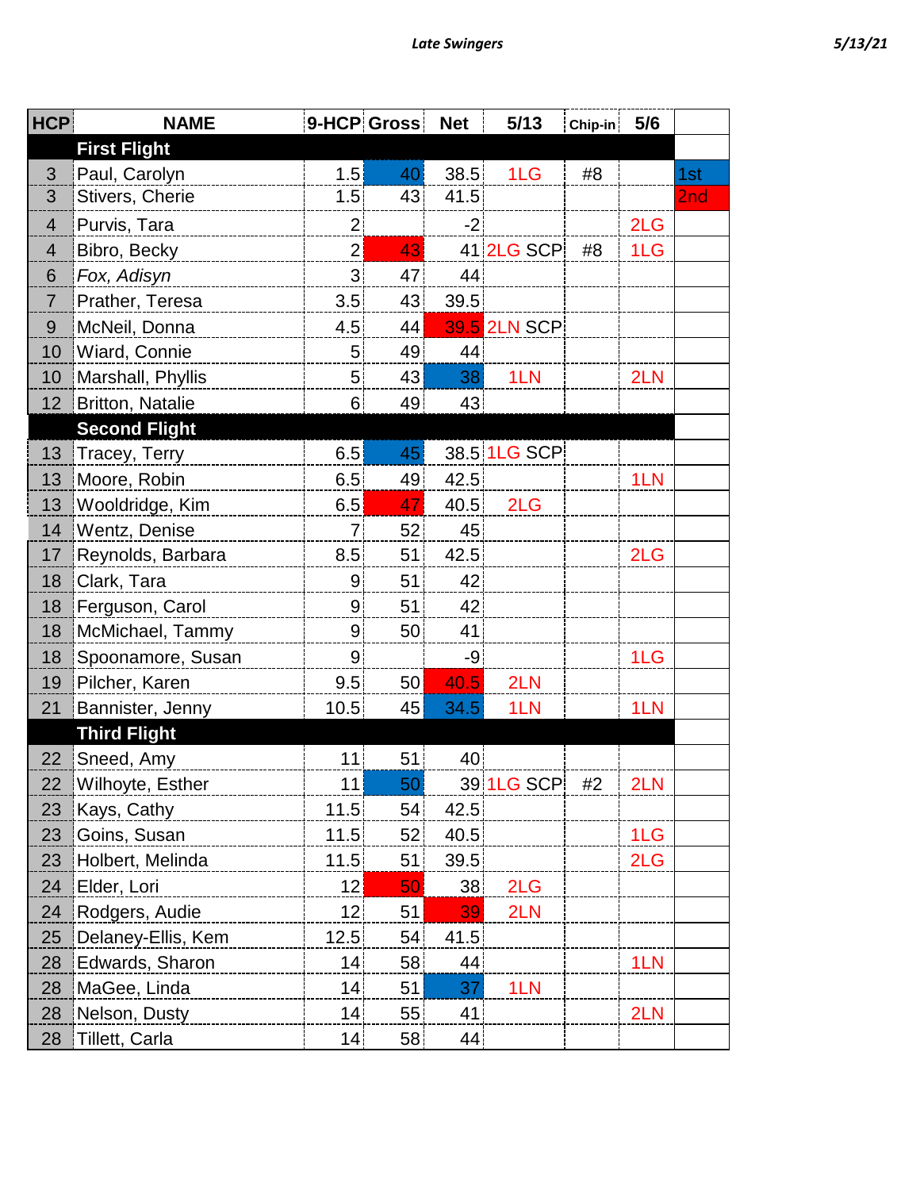**Late Swingers** 5/13/21

| HCP | NAME | 9-HCP | Gross | Net | 5/13 | Chip-in | 5/6 | |
|---|---|---|---|---|---|---|---|---|
| | **First Flight** | | | | | | | |
| 3 | Paul, Carolyn | 1.5 | 40 | 38.5 | 1LG | #8 | | 1st |
| 3 | Stivers, Cherie | 1.5 | 43 | 41.5 | | | | 2nd |
| 4 | Purvis, Tara | 2 | | -2 | | | 2LG | |
| 4 | Bibro, Becky | 2 | 43 | 41 | 2LG SCP | #8 | 1LG | |
| 6 | *Fox, Adisyn* | 3 | 47 | 44 | | | | |
| 7 | Prather, Teresa | 3.5 | 43 | 39.5 | | | | |
| 9 | McNeil, Donna | 4.5 | 44 | 39.5 | 2LN SCP | | | |
| 10 | Wiard, Connie | 5 | 49 | 44 | | | | |
| 10 | Marshall, Phyllis | 5 | 43 | 38 | 1LN | | 2LN | |
| 12 | Britton, Natalie | 6 | 49 | 43 | | | | |
| | **Second Flight** | | | | | | | |
| 13 | Tracey, Terry | 6.5 | 45 | 38.5 | 1LG SCP | | | |
| 13 | Moore, Robin | 6.5 | 49 | 42.5 | | | 1LN | |
| 13 | Wooldridge, Kim | 6.5 | 47 | 40.5 | 2LG | | | |
| 14 | Wentz, Denise | 7 | 52 | 45 | | | | |
| 17 | Reynolds, Barbara | 8.5 | 51 | 42.5 | | | 2LG | |
| 18 | Clark, Tara | 9 | 51 | 42 | | | | |
| 18 | Ferguson, Carol | 9 | 51 | 42 | | | | |
| 18 | McMichael, Tammy | 9 | 50 | 41 | | | | |
| 18 | Spoonamore, Susan | 9 | | -9 | | | 1LG | |
| 19 | Pilcher, Karen | 9.5 | 50 | 40.5 | 2LN | | | |
| 21 | Bannister, Jenny | 10.5 | 45 | 34.5 | 1LN | | 1LN | |
| | **Third Flight** | | | | | | | |
| 22 | Sneed, Amy | 11 | 51 | 40 | | | | |
| 22 | Wilhoyte, Esther | 11 | 50 | 39 | 1LG SCP | #2 | 2LN | |
| 23 | Kays, Cathy | 11.5 | 54 | 42.5 | | | | |
| 23 | Goins, Susan | 11.5 | 52 | 40.5 | | | 1LG | |
| 23 | Holbert, Melinda | 11.5 | 51 | 39.5 | | | 2LG | |
| 24 | Elder, Lori | 12 | 50 | 38 | 2LG | | | |
| 24 | Rodgers, Audie | 12 | 51 | 39 | 2LN | | | |
| 25 | Delaney-Ellis, Kem | 12.5 | 54 | 41.5 | | | | |
| 28 | Edwards, Sharon | 14 | 58 | 44 | | | 1LN | |
| 28 | MaGee, Linda | 14 | 51 | 37 | 1LN | | | |
| 28 | Nelson, Dusty | 14 | 55 | 41 | | | 2LN | |
| 28 | Tillett, Carla | 14 | 58 | 44 | | | | |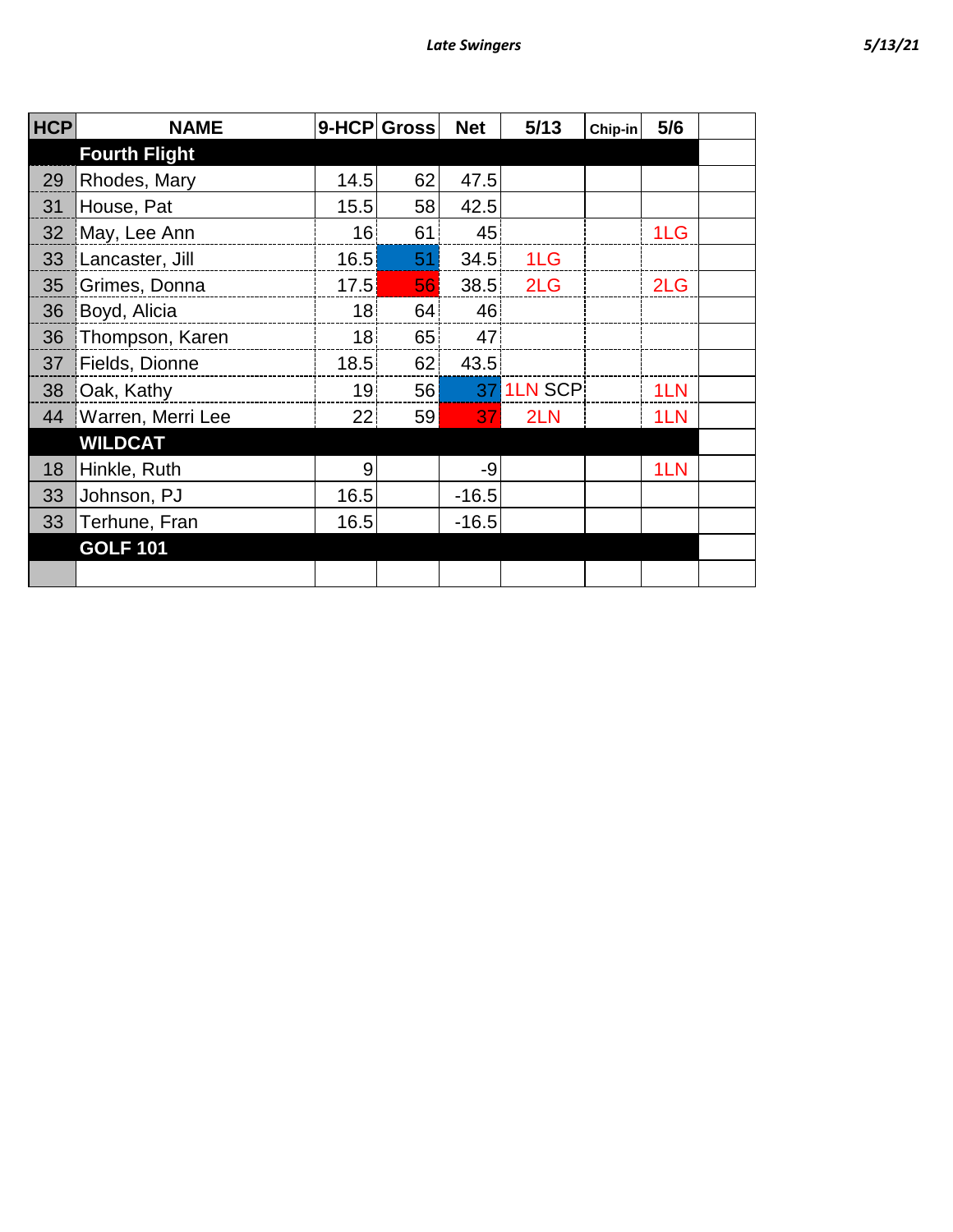*Late Swingers*

| HCP | NAME | 9-HCP | Gross | Net | 5/13 | Chip-in | 5/6 | |
|---|---|---|---|---|---|---|---|---|
| | **Fourth Flight** | | | | | | | |
| 29 | Rhodes, Mary | 14.5 | 62 | 47.5 | | | | |
| 31 | House, Pat | 15.5 | 58 | 42.5 | | | | |
| 32 | May, Lee Ann | 16 | 61 | 45 | | | 1LG | |
| 33 | Lancaster, Jill | 16.5 | 51 | 34.5 | 1LG | | | |
| 35 | Grimes, Donna | 17.5 | 56 | 38.5 | 2LG | | 2LG | |
| 36 | Boyd, Alicia | 18 | 64 | 46 | | | | |
| 36 | Thompson, Karen | 18 | 65 | 47 | | | | |
| 37 | Fields, Dionne | 18.5 | 62 | 43.5 | | | | |
| 38 | Oak, Kathy | 19 | 56 | 37 | 1LN SCP | | 1LN | |
| 44 | Warren, Merri Lee | 22 | 59 | 37 | 2LN | | 1LN | |
| | **WILDCAT** | | | | | | | |
| 18 | Hinkle, Ruth | 9 | | -9 | | | 1LN | |
| 33 | Johnson, PJ | 16.5 | | -16.5 | | | | |
| 33 | Terhune, Fran | 16.5 | | -16.5 | | | | |
| | **GOLF 101** | | | | | | | |
| | | | | | | | | |